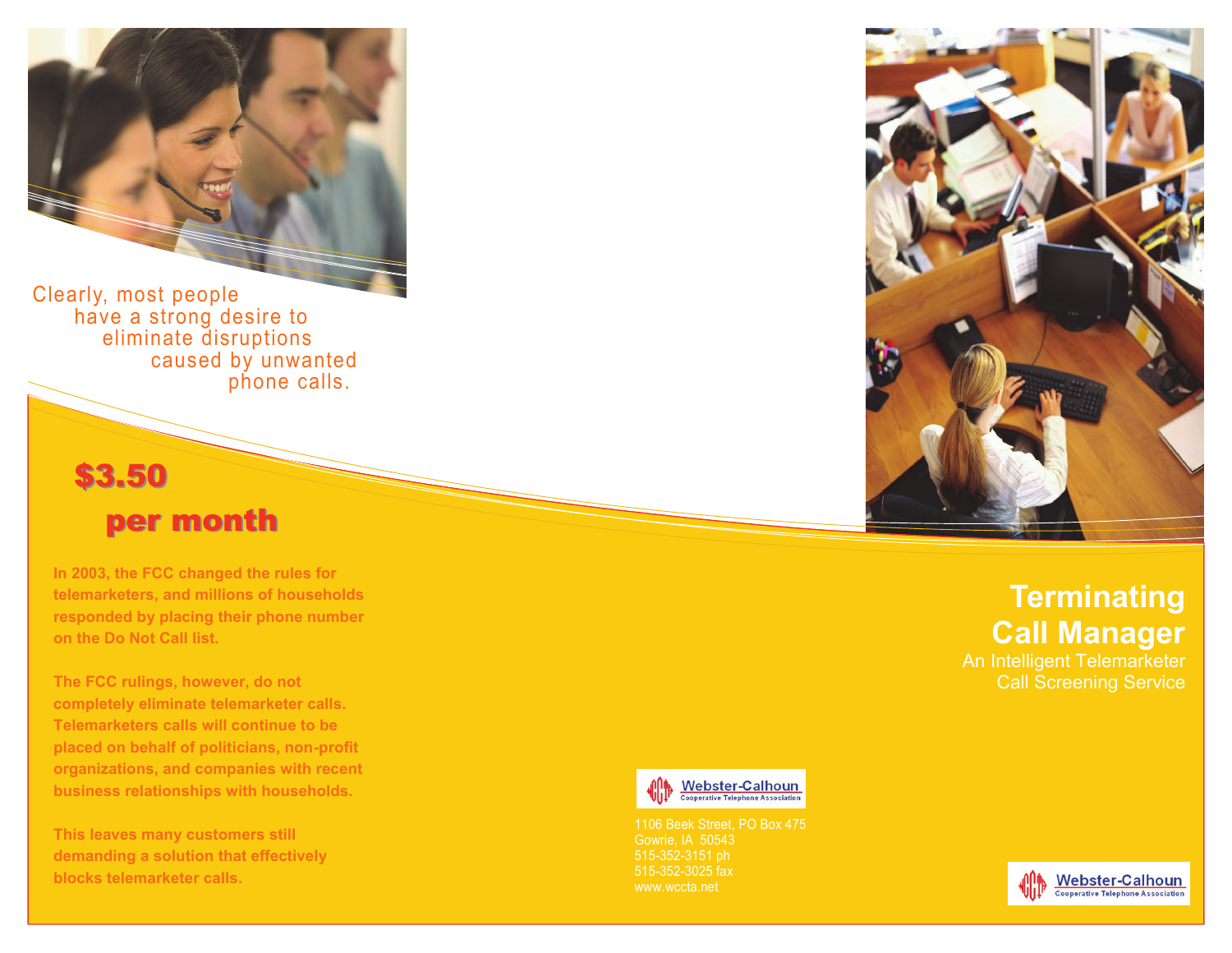Clearly, most people have a strong desire to eliminate disruptions caused by unwanted phone calls.

## $3.50 per month

**In 2003, the FCC changed the rules for telemarketers, and millions of households responded by placing their phone number on the Do Not Call list.**

**The FCC rulings, however, do not completely eliminate telemarketer calls. Telemarketers calls will continue to be placed on behalf of politicians, non-profit organizations, and companies with recent business relationships with households.**

**This leaves many customers still demanding a solution that effectively blocks telemarketer calls.**

Webster-Calhoun
Cooperative Telephone Association

1106 Beek Street, PO Box 475
Gowrie, IA 50543
515-352-3151 ph
515-352-3025 fax
www.wccta.net

# Terminating Call Manager

An Intelligent Telemarketer Call Screening Service

Webster-Calhoun
Cooperative Telephone Association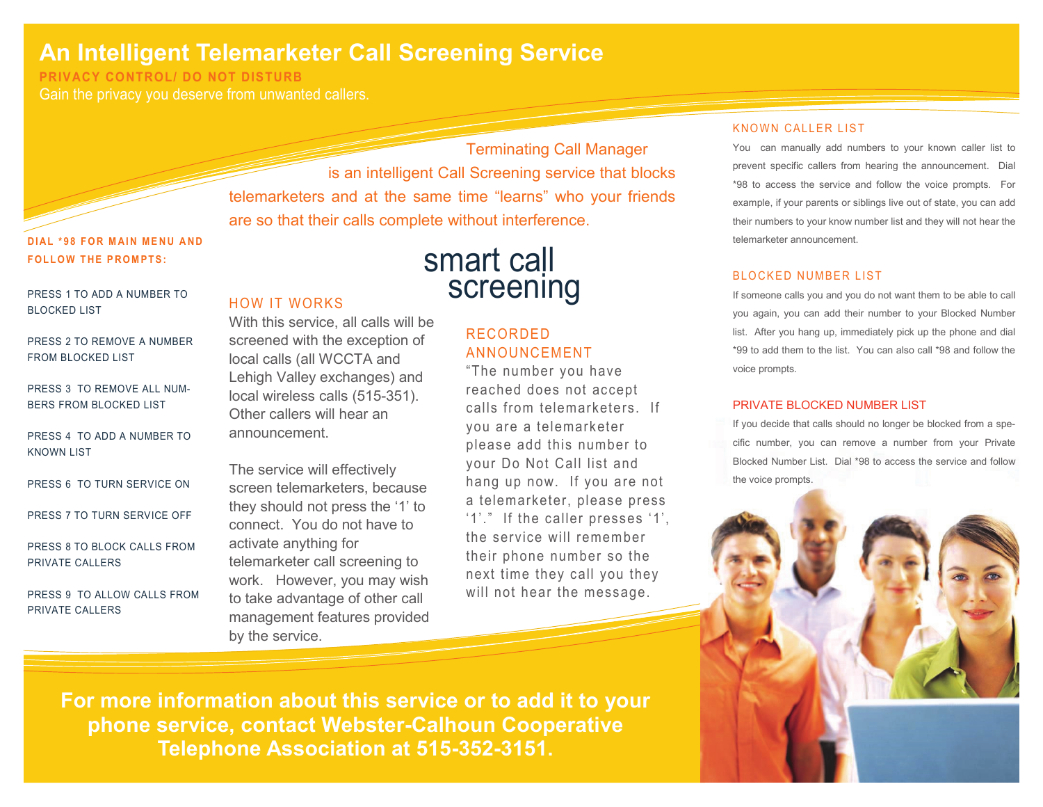# An Intelligent Telemarketer Call Screening Service

**PRIVACY CONTROL/ DO NOT DISTURB**

Gain the privacy you deserve from unwanted callers.

Terminating Call Manager is an intelligent Call Screening service that blocks telemarketers and at the same time "learns" who your friends are so that their calls complete without interference.

**DIAL *98 FOR MAIN MENU AND FOLLOW THE PROMPTS:**

PRESS 1 TO ADD A NUMBER TO BLOCKED LIST

PRESS 2 TO REMOVE A NUMBER FROM BLOCKED LIST

PRESS 3 TO REMOVE ALL NUMBERS FROM BLOCKED LIST

PRESS 4 TO ADD A NUMBER TO KNOWN LIST

PRESS 6 TO TURN SERVICE ON

PRESS 7 TO TURN SERVICE OFF

PRESS 8 TO BLOCK CALLS FROM PRIVATE CALLERS

PRESS 9 TO ALLOW CALLS FROM PRIVATE CALLERS

## smart call screening

### HOW IT WORKS

With this service, all calls will be screened with the exception of local calls (all WCCTA and Lehigh Valley exchanges) and local wireless calls (515-351). Other callers will hear an announcement.

The service will effectively screen telemarketers, because they should not press the '1' to connect. You do not have to activate anything for telemarketer call screening to work. However, you may wish to take advantage of other call management features provided by the service.

### RECORDED ANNOUNCEMENT

"The number you have reached does not accept calls from telemarketers. If you are a telemarketer please add this number to your Do Not Call list and hang up now. If you are not a telemarketer, please press '1'." If the caller presses '1', the service will remember their phone number so the next time they call you they will not hear the message.

### KNOWN CALLER LIST

You can manually add numbers to your known caller list to prevent specific callers from hearing the announcement. Dial *98 to access the service and follow the voice prompts. For example, if your parents or siblings live out of state, you can add their numbers to your know number list and they will not hear the telemarketer announcement.

### BLOCKED NUMBER LIST

If someone calls you and you do not want them to be able to call you again, you can add their number to your Blocked Number list. After you hang up, immediately pick up the phone and dial *99 to add them to the list. You can also call *98 and follow the voice prompts.

### PRIVATE BLOCKED NUMBER LIST

If you decide that calls should no longer be blocked from a specific number, you can remove a number from your Private Blocked Number List. Dial *98 to access the service and follow the voice prompts.

**For more information about this service or to add it to your phone service, contact Webster-Calhoun Cooperative Telephone Association at 515-352-3151.**